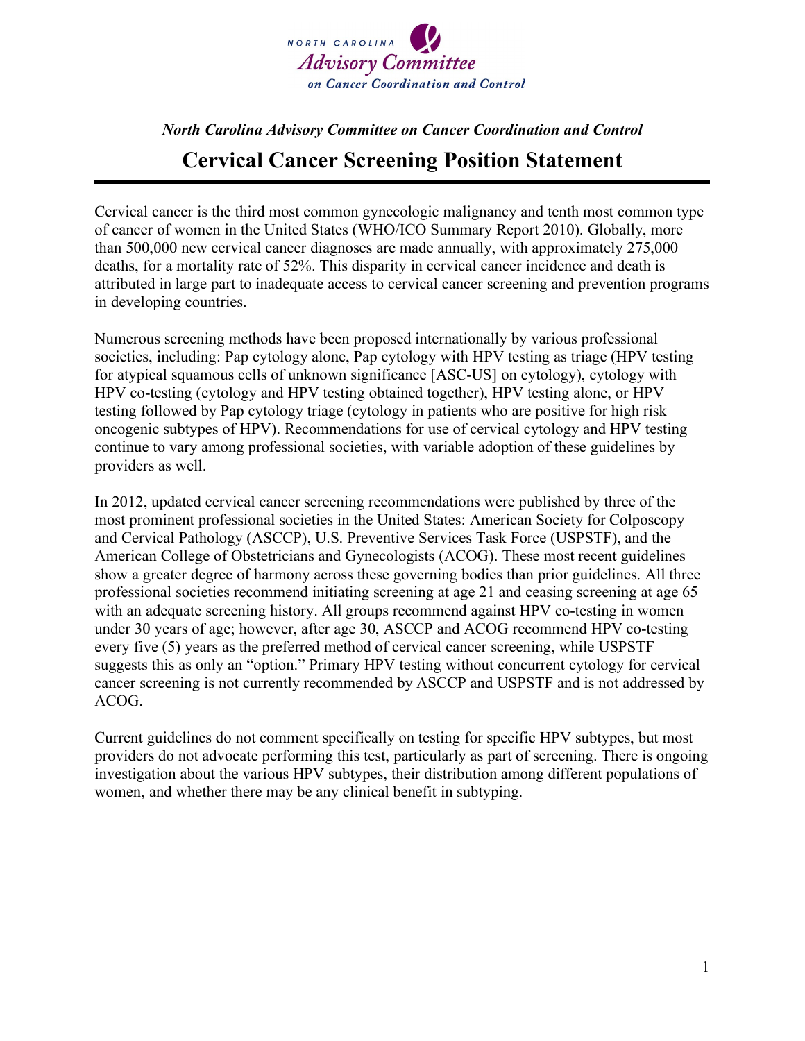NORTH CAROLINA
*Advisory Committee*
*on Cancer Coordination and Control*

*North Carolina Advisory Committee on Cancer Coordination and Control*

# Cervical Cancer Screening Position Statement

Cervical cancer is the third most common gynecologic malignancy and tenth most common type of cancer of women in the United States (WHO/ICO Summary Report 2010). Globally, more than 500,000 new cervical cancer diagnoses are made annually, with approximately 275,000 deaths, for a mortality rate of 52%. This disparity in cervical cancer incidence and death is attributed in large part to inadequate access to cervical cancer screening and prevention programs in developing countries.

Numerous screening methods have been proposed internationally by various professional societies, including: Pap cytology alone, Pap cytology with HPV testing as triage (HPV testing for atypical squamous cells of unknown significance [ASC-US] on cytology), cytology with HPV co-testing (cytology and HPV testing obtained together), HPV testing alone, or HPV testing followed by Pap cytology triage (cytology in patients who are positive for high risk oncogenic subtypes of HPV). Recommendations for use of cervical cytology and HPV testing continue to vary among professional societies, with variable adoption of these guidelines by providers as well.

In 2012, updated cervical cancer screening recommendations were published by three of the most prominent professional societies in the United States: American Society for Colposcopy and Cervical Pathology (ASCCP), U.S. Preventive Services Task Force (USPSTF), and the American College of Obstetricians and Gynecologists (ACOG). These most recent guidelines show a greater degree of harmony across these governing bodies than prior guidelines. All three professional societies recommend initiating screening at age 21 and ceasing screening at age 65 with an adequate screening history. All groups recommend against HPV co-testing in women under 30 years of age; however, after age 30, ASCCP and ACOG recommend HPV co-testing every five (5) years as the preferred method of cervical cancer screening, while USPSTF suggests this as only an "option." Primary HPV testing without concurrent cytology for cervical cancer screening is not currently recommended by ASCCP and USPSTF and is not addressed by ACOG.

Current guidelines do not comment specifically on testing for specific HPV subtypes, but most providers do not advocate performing this test, particularly as part of screening. There is ongoing investigation about the various HPV subtypes, their distribution among different populations of women, and whether there may be any clinical benefit in subtyping.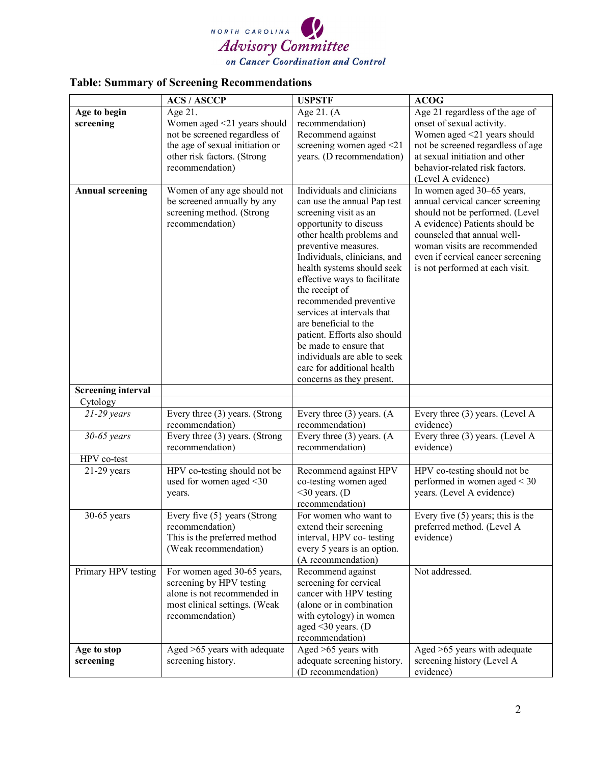NORTH CAROLINA
Advisory Committee
on Cancer Coordination and Control

## Table: Summary of Screening Recommendations

| | ACS / ASCCP | USPSTF | ACOG |
|---|---|---|---|
| **Age to begin screening** | Age 21. Women aged <21 years should not be screened regardless of the age of sexual initiation or other risk factors. (Strong recommendation) | Age 21. (A recommendation) Recommend against screening women aged <21 years. (D recommendation) | Age 21 regardless of the age of onset of sexual activity. Women aged <21 years should not be screened regardless of age at sexual initiation and other behavior-related risk factors. (Level A evidence) |
| **Annual screening** | Women of any age should not be screened annually by any screening method. (Strong recommendation) | Individuals and clinicians can use the annual Pap test screening visit as an opportunity to discuss other health problems and preventive measures. Individuals, clinicians, and health systems should seek effective ways to facilitate the receipt of recommended preventive services at intervals that are beneficial to the patient. Efforts also should be made to ensure that individuals are able to seek care for additional health concerns as they present. | In women aged 30–65 years, annual cervical cancer screening should not be performed. (Level A evidence) Patients should be counseled that annual well-woman visits are recommended even if cervical cancer screening is not performed at each visit. |
| **Screening interval** | | | |
| Cytology | | | |
| *21-29 years* | Every three (3) years. (Strong recommendation) | Every three (3) years. (A recommendation) | Every three (3) years. (Level A evidence) |
| *30-65 years* | Every three (3) years. (Strong recommendation) | Every three (3) years. (A recommendation) | Every three (3) years. (Level A evidence) |
| HPV co-test | | | |
| 21-29 years | HPV co-testing should not be used for women aged <30 years. | Recommend against HPV co-testing women aged <30 years. (D recommendation) | HPV co-testing should not be performed in women aged < 30 years. (Level A evidence) |
| 30-65 years | Every five (5} years (Strong recommendation) This is the preferred method (Weak recommendation) | For women who want to extend their screening interval, HPV co- testing every 5 years is an option. (A recommendation) | Every five (5) years; this is the preferred method. (Level A evidence) |
| Primary HPV testing | For women aged 30-65 years, screening by HPV testing alone is not recommended in most clinical settings. (Weak recommendation) | Recommend against screening for cervical cancer with HPV testing (alone or in combination with cytology) in women aged <30 years. (D recommendation) | Not addressed. |
| **Age to stop screening** | Aged >65 years with adequate screening history. | Aged >65 years with adequate screening history. (D recommendation) | Aged >65 years with adequate screening history (Level A evidence) |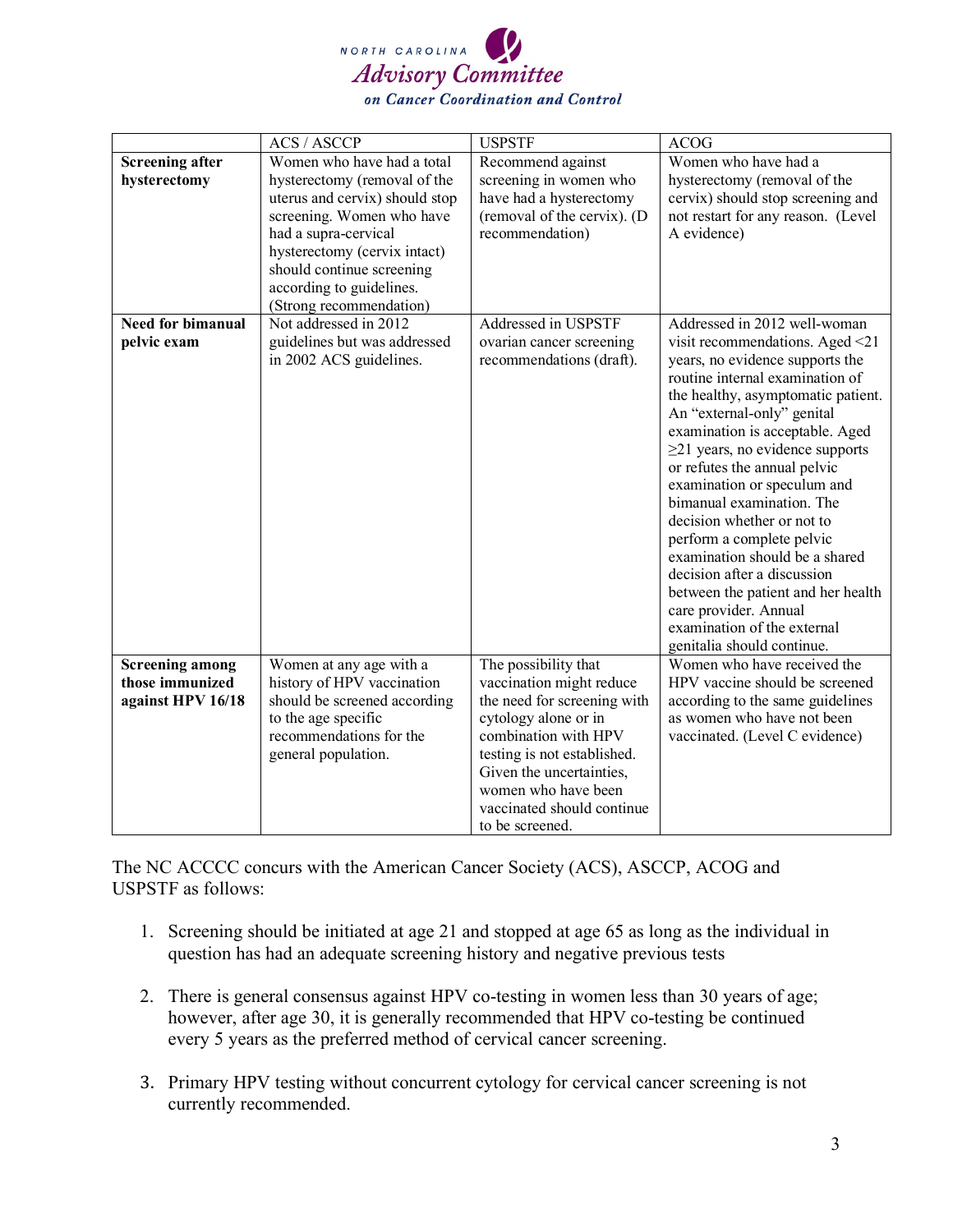| | ACS / ASCCP | USPSTF | ACOG |
|---|---|---|---|
| **Screening after hysterectomy** | Women who have had a total hysterectomy (removal of the uterus and cervix) should stop screening. Women who have had a supra-cervical hysterectomy (cervix intact) should continue screening according to guidelines. (Strong recommendation) | Recommend against screening in women who have had a hysterectomy (removal of the cervix). (D recommendation) | Women who have had a hysterectomy (removal of the cervix) should stop screening and not restart for any reason. (Level A evidence) |
| **Need for bimanual pelvic exam** | Not addressed in 2012 guidelines but was addressed in 2002 ACS guidelines. | Addressed in USPSTF ovarian cancer screening recommendations (draft). | Addressed in 2012 well-woman visit recommendations. Aged <21 years, no evidence supports the routine internal examination of the healthy, asymptomatic patient. An "external-only" genital examination is acceptable. Aged ≥21 years, no evidence supports or refutes the annual pelvic examination or speculum and bimanual examination. The decision whether or not to perform a complete pelvic examination should be a shared decision after a discussion between the patient and her health care provider. Annual examination of the external genitalia should continue. |
| **Screening among those immunized against HPV 16/18** | Women at any age with a history of HPV vaccination should be screened according to the age specific recommendations for the general population. | The possibility that vaccination might reduce the need for screening with cytology alone or in combination with HPV testing is not established. Given the uncertainties, women who have been vaccinated should continue to be screened. | Women who have received the HPV vaccine should be screened according to the same guidelines as women who have not been vaccinated. (Level C evidence) |

The NC ACCCC concurs with the American Cancer Society (ACS), ASCCP, ACOG and USPSTF as follows:

1. Screening should be initiated at age 21 and stopped at age 65 as long as the individual in question has had an adequate screening history and negative previous tests

2. There is general consensus against HPV co-testing in women less than 30 years of age; however, after age 30, it is generally recommended that HPV co-testing be continued every 5 years as the preferred method of cervical cancer screening.

3. Primary HPV testing without concurrent cytology for cervical cancer screening is not currently recommended.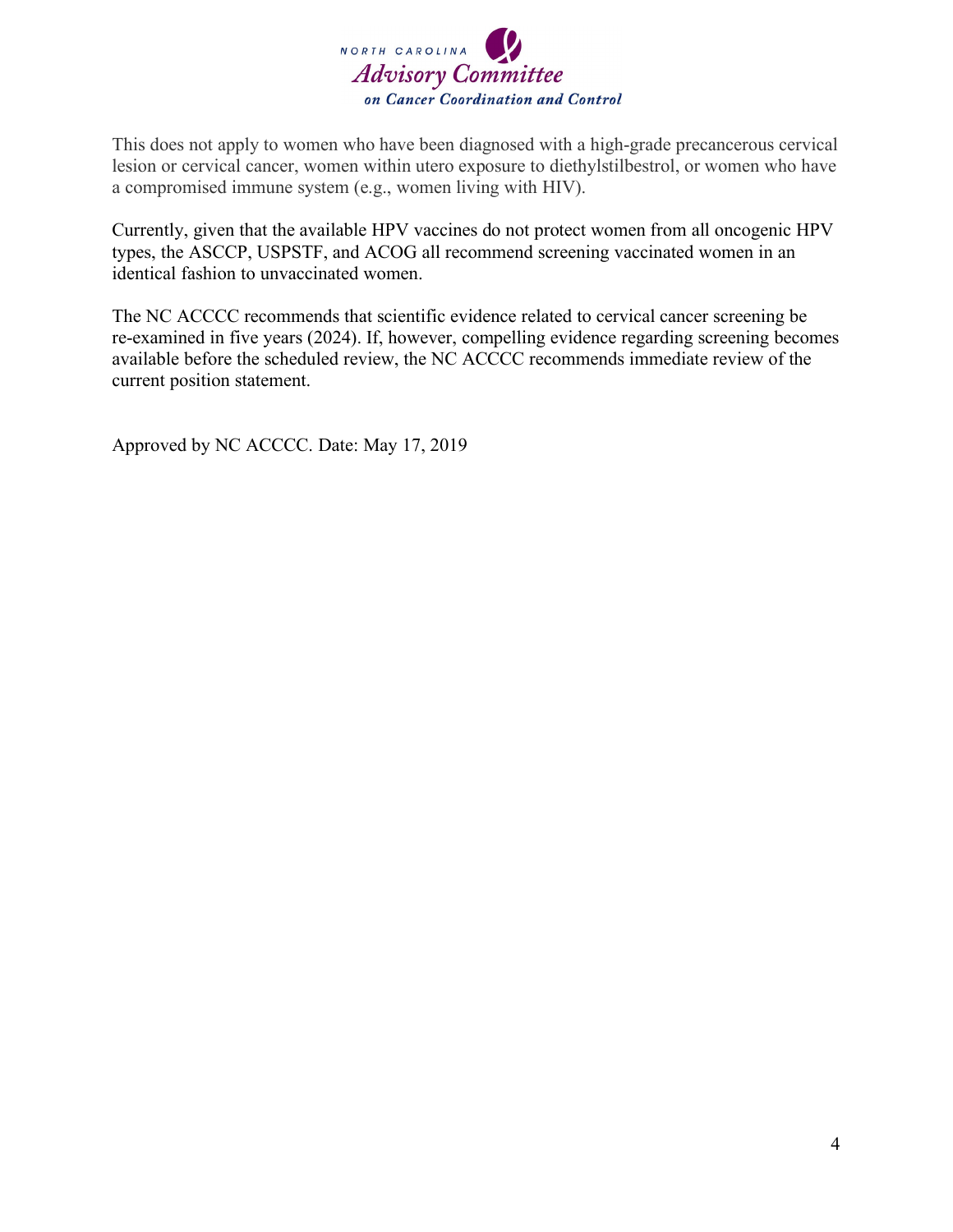This does not apply to women who have been diagnosed with a high-grade precancerous cervical lesion or cervical cancer, women within utero exposure to diethylstilbestrol, or women who have a compromised immune system (e.g., women living with HIV).

Currently, given that the available HPV vaccines do not protect women from all oncogenic HPV types, the ASCCP, USPSTF, and ACOG all recommend screening vaccinated women in an identical fashion to unvaccinated women.

The NC ACCCC recommends that scientific evidence related to cervical cancer screening be re-examined in five years (2024). If, however, compelling evidence regarding screening becomes available before the scheduled review, the NC ACCCC recommends immediate review of the current position statement.

Approved by NC ACCCC. Date: May 17, 2019